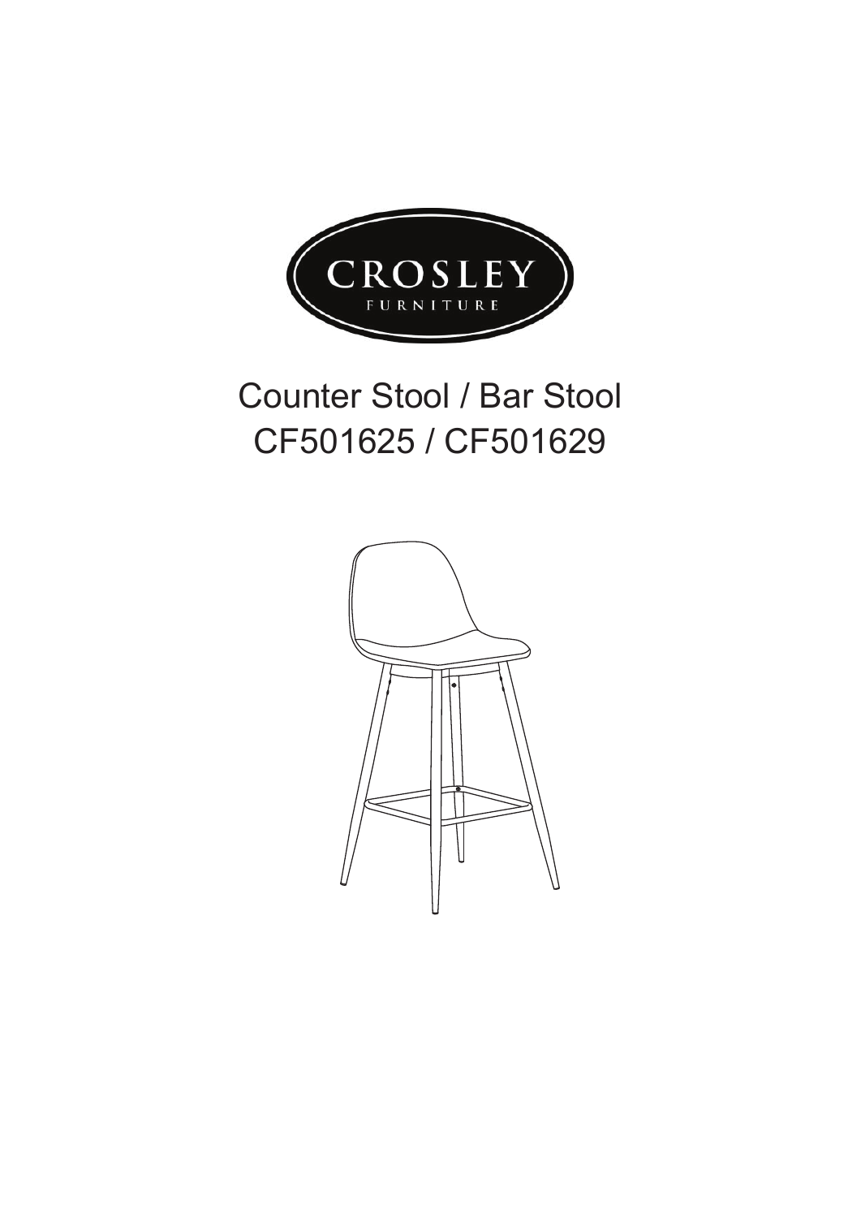CROSLEY
FURNITURE

# Counter Stool / Bar Stool
# CF501625 / CF501629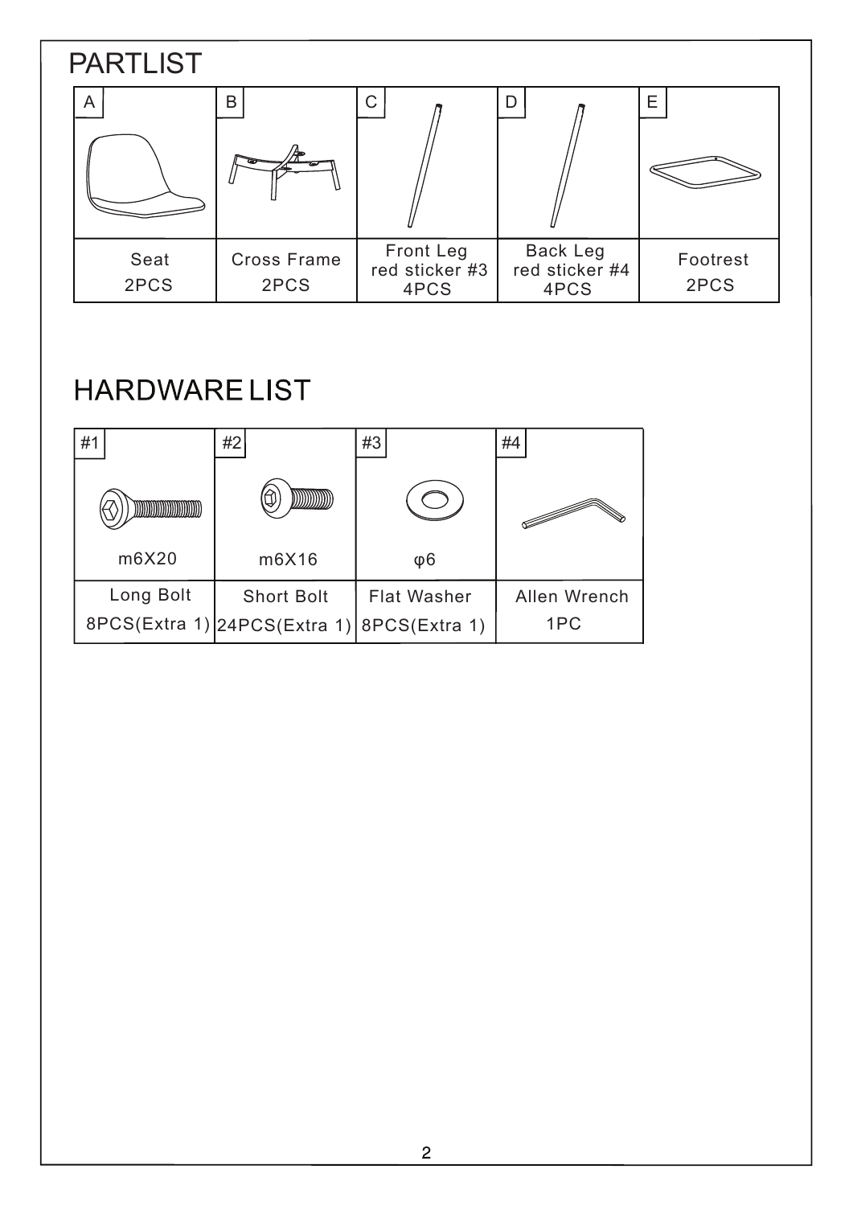# PARTLIST

| A | B | C | D | E |
|---|---|---|---|---|
| Seat<br>2PCS | Cross Frame<br>2PCS | Front Leg<br>red sticker #3<br>4PCS | Back Leg<br>red sticker #4<br>4PCS | Footrest<br>2PCS |

# HARDWARE LIST

| #1 | #2 | #3 | #4 |
|---|---|---|---|
| m6X20 | m6X16 | φ6 | |
| Long Bolt<br>8PCS(Extra 1) | Short Bolt<br>24PCS(Extra 1) | Flat Washer<br>8PCS(Extra 1) | Allen Wrench<br>1PC |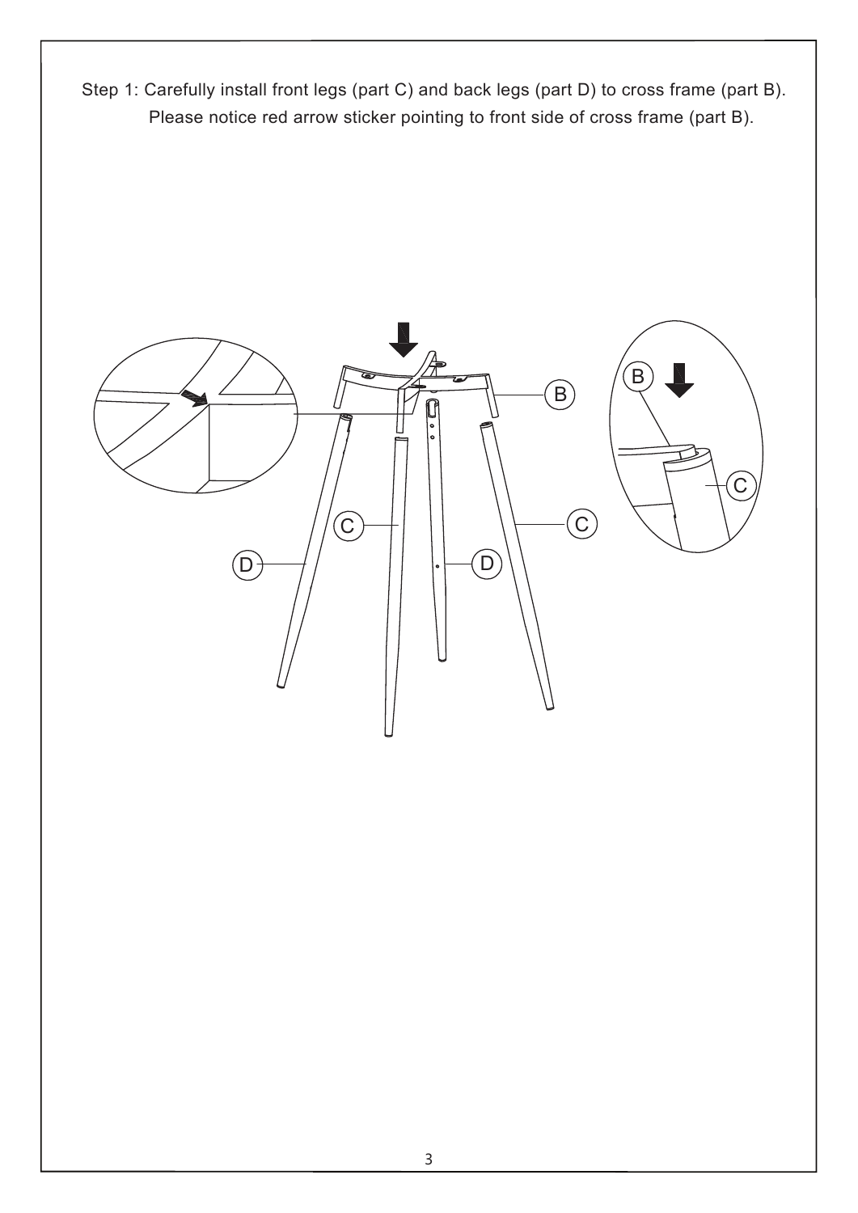Step 1: Carefully install front legs (part C) and back legs (part D) to cross frame (part B).
Please notice red arrow sticker pointing to front side of cross frame (part B).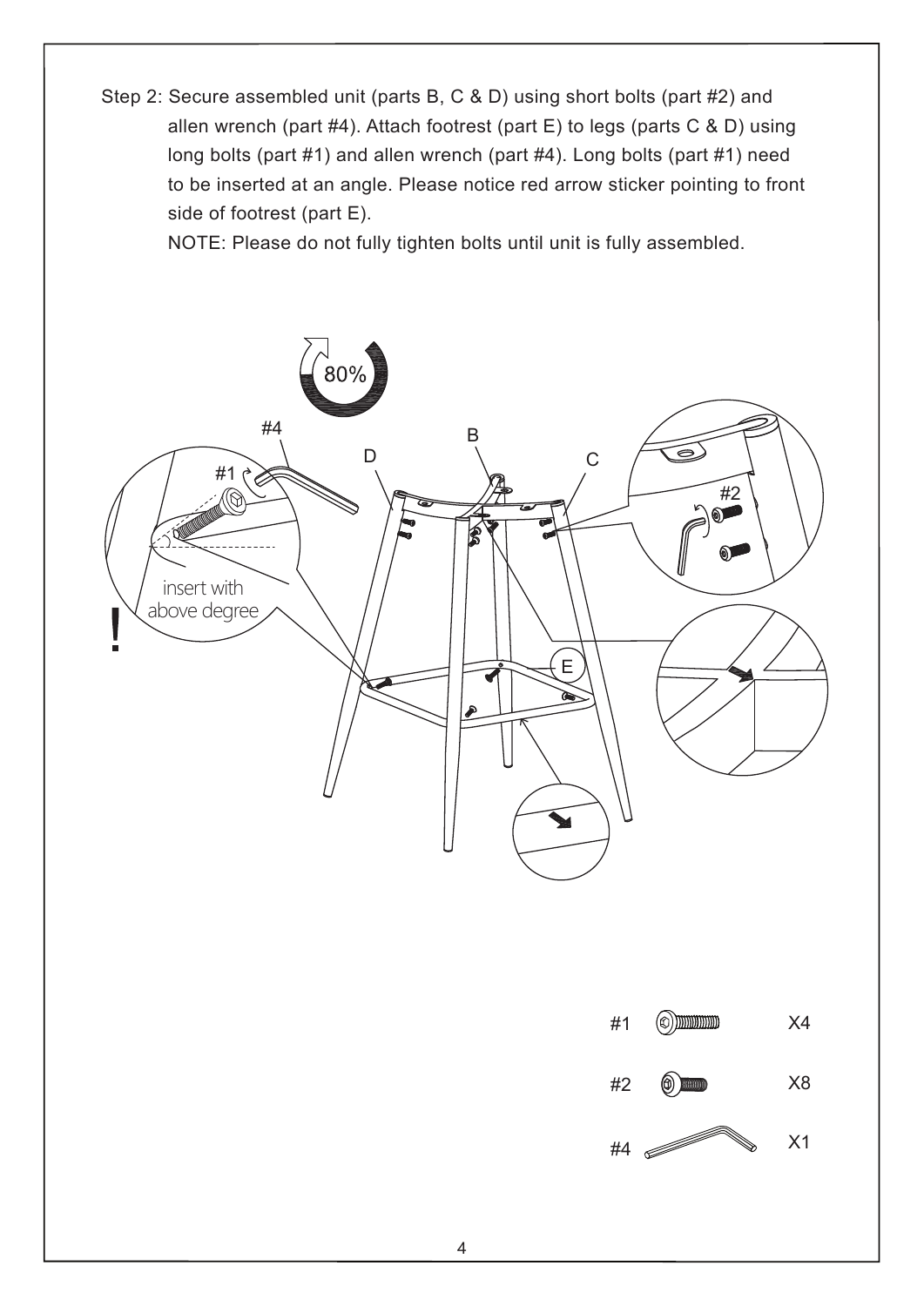Step 2: Secure assembled unit (parts B, C & D) using short bolts (part #2) and allen wrench (part #4). Attach footrest (part E) to legs (parts C & D) using long bolts (part #1) and allen wrench (part #4). Long bolts (part #1) need to be inserted at an angle. Please notice red arrow sticker pointing to front side of footrest (part E).

NOTE: Please do not fully tighten bolts until unit is fully assembled.

80%

#4 B D C #1 #2

insert with above degree

!

E

| | | |
|---|---|---|
| #1 | | X4 |
| #2 | | X8 |
| #4 | | X1 |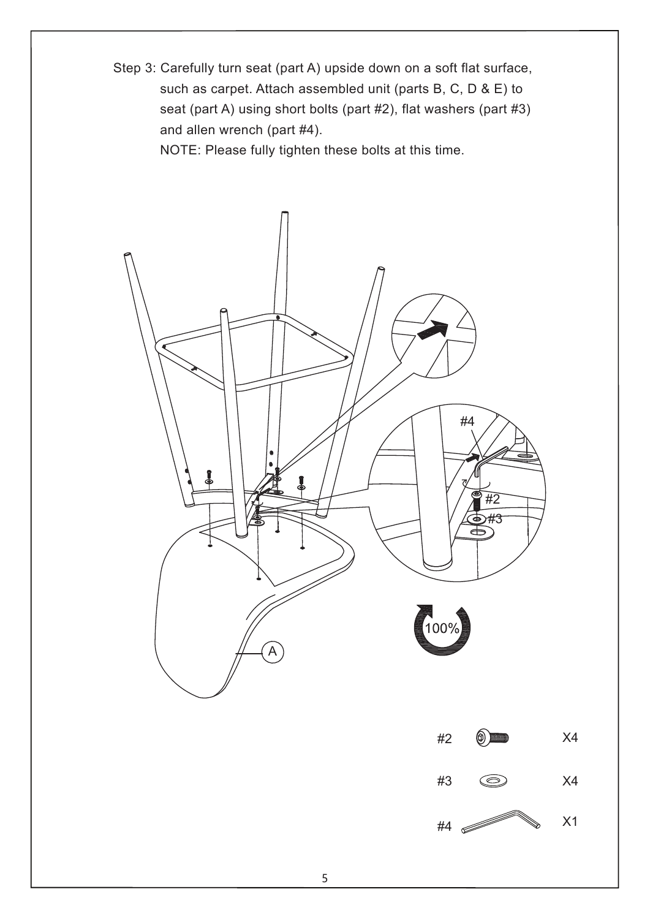Step 3: Carefully turn seat (part A) upside down on a soft flat surface, such as carpet. Attach assembled unit (parts B, C, D & E) to seat (part A) using short bolts (part #2), flat washers (part #3) and allen wrench (part #4).

NOTE: Please fully tighten these bolts at this time.

100%

| | |
|---|---|
| #2 | X4 |
| #3 | X4 |
| #4 | X1 |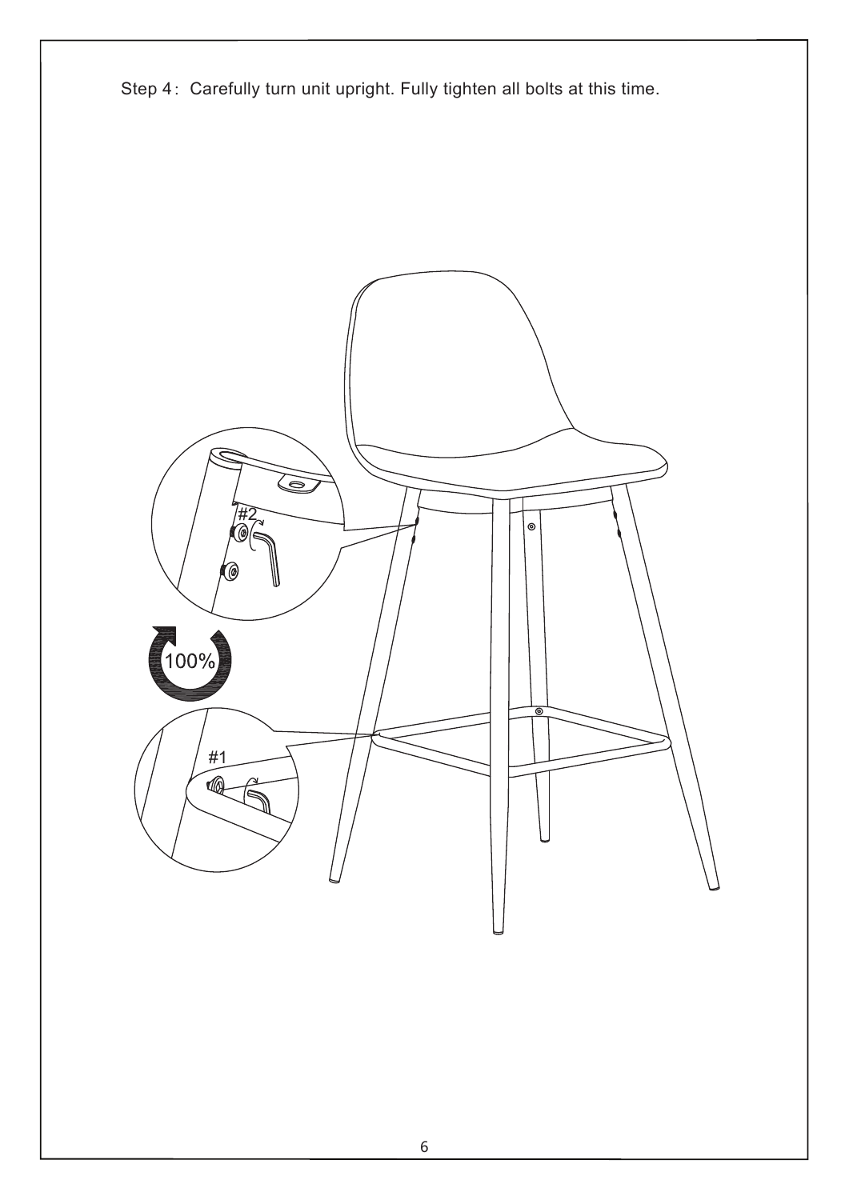Step 4: Carefully turn unit upright. Fully tighten all bolts at this time.

#2

100%

#1